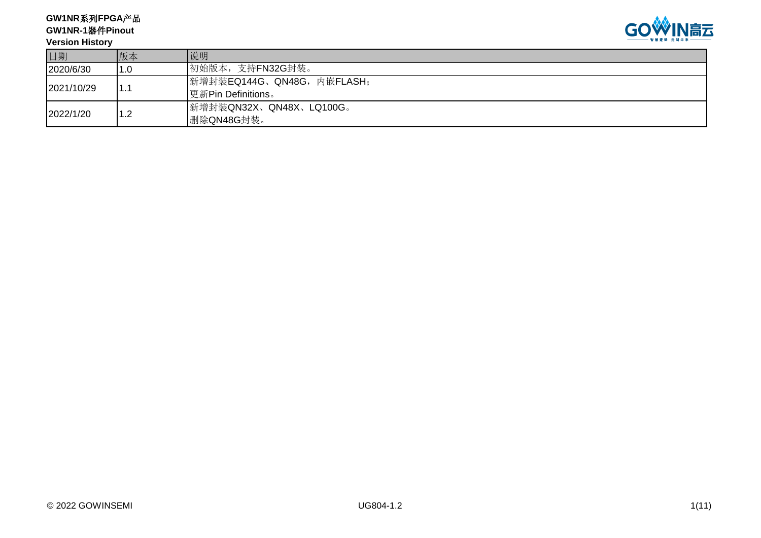**GW1NR系列FPGA产品**
**GW1NR-1器件Pinout**
**Version History**

| 日期 | 版本 | 说明 |
|---|---|---|
| 2020/6/30 | 1.0 | 初始版本，支持FN32G封装。 |
| 2021/10/29 | 1.1 | 新增封装EQ144G、QN48G，内嵌FLASH；<br>更新Pin Definitions。 |
| 2022/1/20 | 1.2 | 新增封装QN32X、QN48X、LQ100G。<br>删除QN48G封装。 |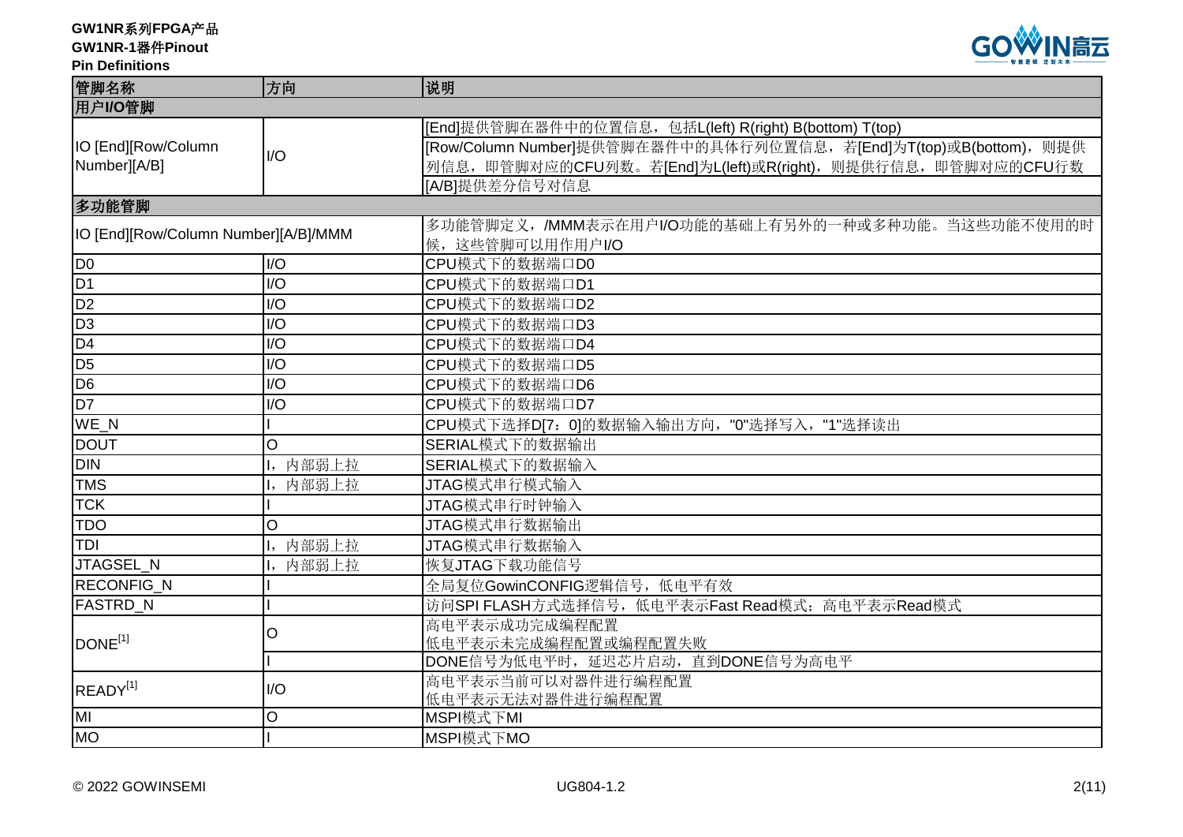| 管脚名称 | 方向 | 说明 |
|---|---|---|
| **用户I/O管脚** | | |
| IO [End][Row/Column Number][A/B] | I/O | [End]提供管脚在器件中的位置信息，包括L(left) R(right) B(bottom) T(top) |
| | | [Row/Column Number]提供管脚在器件中的具体行列位置信息，若[End]为T(top)或B(bottom)，则提供列信息，即管脚对应的CFU列数。若[End]为L(left)或R(right)，则提供行信息，即管脚对应的CFU行数 |
| | | [A/B]提供差分信号对信息 |
| **多功能管脚** | | |
| IO [End][Row/Column Number][A/B]/MMM | | 多功能管脚定义，/MMM表示在用户I/O功能的基础上有另外的一种或多种功能。当这些功能不使用的时候，这些管脚可以用作用户I/O |
| D0 | I/O | CPU模式下的数据端口D0 |
| D1 | I/O | CPU模式下的数据端口D1 |
| D2 | I/O | CPU模式下的数据端口D2 |
| D3 | I/O | CPU模式下的数据端口D3 |
| D4 | I/O | CPU模式下的数据端口D4 |
| D5 | I/O | CPU模式下的数据端口D5 |
| D6 | I/O | CPU模式下的数据端口D6 |
| D7 | I/O | CPU模式下的数据端口D7 |
| WE_N | I | CPU模式下选择D[7：0]的数据输入输出方向，"0"选择写入，"1"选择读出 |
| DOUT | O | SERIAL模式下的数据输出 |
| DIN | I，内部弱上拉 | SERIAL模式下的数据输入 |
| TMS | I，内部弱上拉 | JTAG模式串行模式输入 |
| TCK | I | JTAG模式串行时钟输入 |
| TDO | O | JTAG模式串行数据输出 |
| TDI | I，内部弱上拉 | JTAG模式串行数据输入 |
| JTAGSEL_N | I，内部弱上拉 | 恢复JTAG下载功能信号 |
| RECONFIG_N | I | 全局复位GowinCONFIG逻辑信号，低电平有效 |
| FASTRD_N | I | 访问SPI FLASH方式选择信号，低电平表示Fast Read模式；高电平表示Read模式 |
| DONE[1] | O | 高电平表示成功完成编程配置<br>低电平表示未完成编程配置或编程配置失败 |
| | I | DONE信号为低电平时，延迟芯片启动，直到DONE信号为高电平 |
| READY[1] | I/O | 高电平表示当前可以对器件进行编程配置<br>低电平表示无法对器件进行编程配置 |
| MI | O | MSPI模式下MI |
| MO | I | MSPI模式下MO |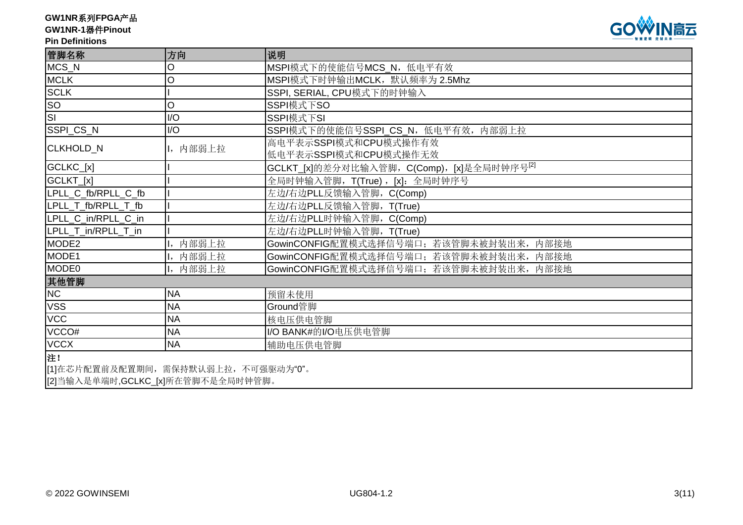| 管脚名称 | 方向 | 说明 |
| --- | --- | --- |
| MCS_N | O | MSPI模式下的使能信号MCS_N，低电平有效 |
| MCLK | O | MSPI模式下时钟输出MCLK，默认频率为 2.5Mhz |
| SCLK | I | SSPI, SERIAL, CPU模式下的时钟输入 |
| SO | O | SSPI模式下SO |
| SI | I/O | SSPI模式下SI |
| SSPI_CS_N | I/O | SSPI模式下的使能信号SSPI_CS_N，低电平有效，内部弱上拉 |
| CLKHOLD_N | I，内部弱上拉 | 高电平表示SSPI模式和CPU模式操作有效<br>低电平表示SSPI模式和CPU模式操作无效 |
| GCLKC_[x] | I | GCLKT_[x]的差分对比输入管脚，C(Comp)，[x]是全局时钟序号[2] |
| GCLKT_[x] | I | 全局时钟输入管脚，T(True)，[x]：全局时钟序号 |
| LPLL_C_fb/RPLL_C_fb | I | 左边/右边PLL反馈输入管脚，C(Comp) |
| LPLL_T_fb/RPLL_T_fb | I | 左边/右边PLL反馈输入管脚，T(True) |
| LPLL_C_in/RPLL_C_in | I | 左边/右边PLL时钟输入管脚，C(Comp) |
| LPLL_T_in/RPLL_T_in | I | 左边/右边PLL时钟输入管脚，T(True) |
| MODE2 | I，内部弱上拉 | GowinCONFIG配置模式选择信号端口；若该管脚未被封装出来，内部接地 |
| MODE1 | I，内部弱上拉 | GowinCONFIG配置模式选择信号端口；若该管脚未被封装出来，内部接地 |
| MODE0 | I，内部弱上拉 | GowinCONFIG配置模式选择信号端口；若该管脚未被封装出来，内部接地 |
| **其他管脚** | | |
| NC | NA | 预留未使用 |
| VSS | NA | Ground管脚 |
| VCC | NA | 核电压供电管脚 |
| VCCO# | NA | I/O BANK#的I/O电压供电管脚 |
| VCCX | NA | 辅助电压供电管脚 |

**注！**

[1]在芯片配置前及配置期间，需保持默认弱上拉，不可强驱动为"0"。

[2]当输入是单端时,GCLKC_[x]所在管脚不是全局时钟管脚。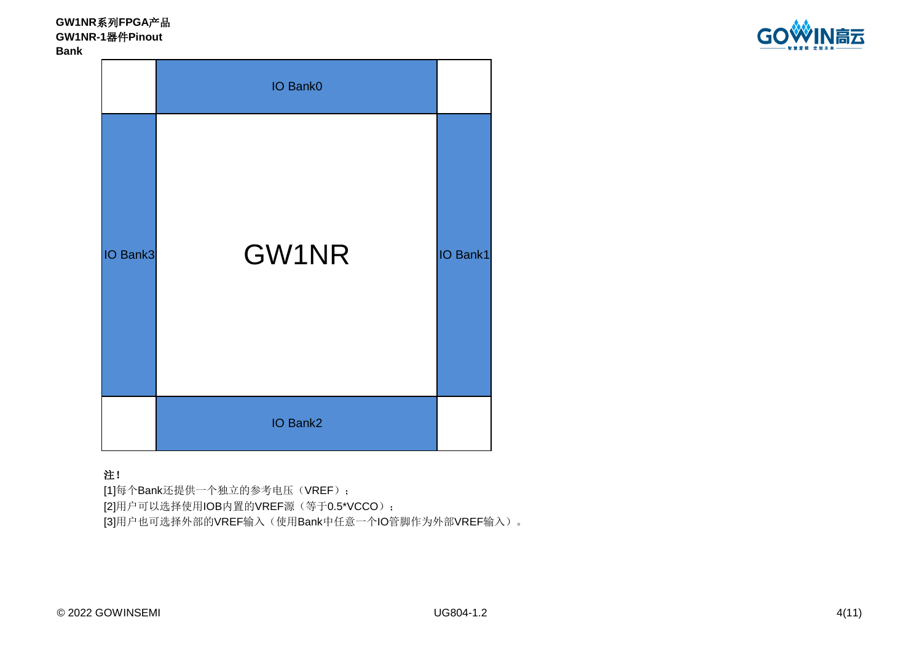# Bank

| | | |
|---|---|---|
| | IO Bank0 | |
| IO Bank3 | GW1NR | IO Bank1 |
| | IO Bank2 | |

**注！**

[1]每个Bank还提供一个独立的参考电压（VREF）；

[2]用户可以选择使用IOB内置的VREF源（等于0.5*VCCO）；

[3]用户也可选择外部的VREF输入（使用Bank中任意一个IO管脚作为外部VREF输入）。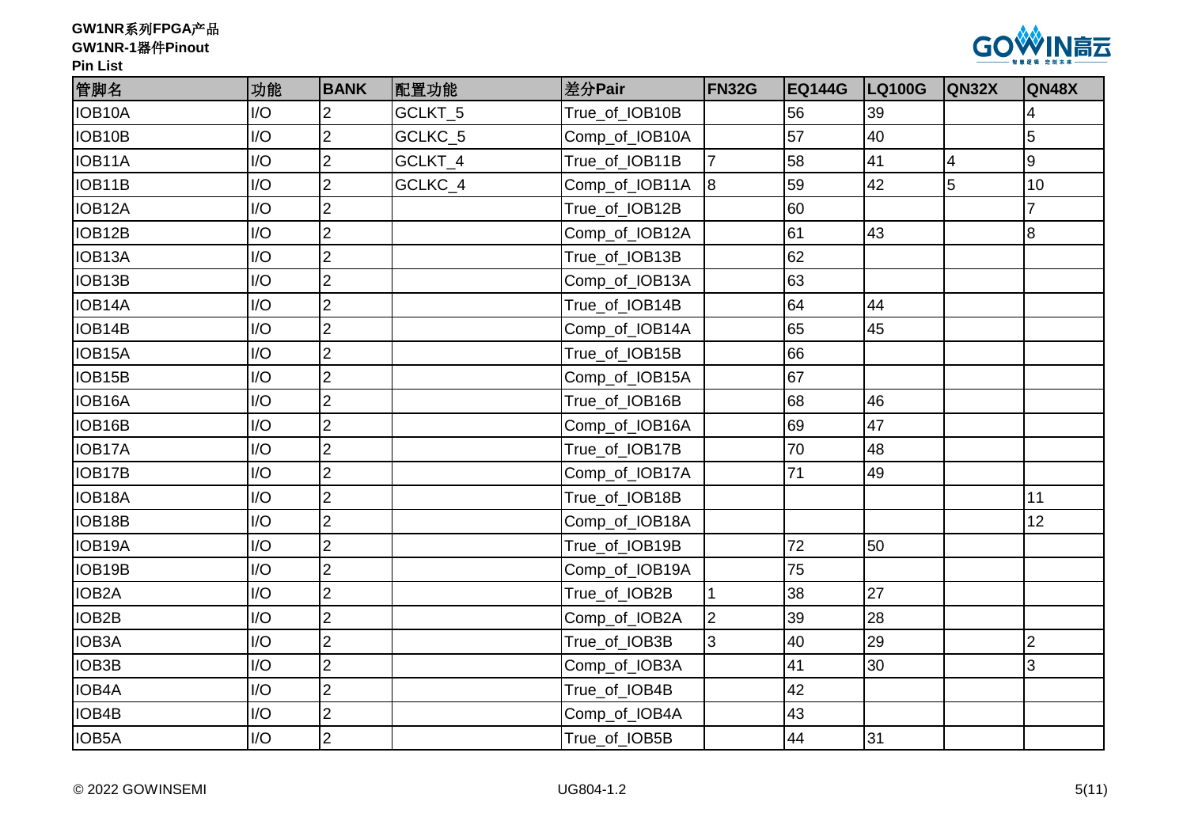| 管脚名 | 功能 | BANK | 配置功能 | 差分Pair | FN32G | EQ144G | LQ100G | QN32X | QN48X |
|---|---|---|---|---|---|---|---|---|---|
| IOB10A | I/O | 2 | GCLKT_5 | True_of_IOB10B | | 56 | 39 | | 4 |
| IOB10B | I/O | 2 | GCLKC_5 | Comp_of_IOB10A | | 57 | 40 | | 5 |
| IOB11A | I/O | 2 | GCLKT_4 | True_of_IOB11B | 7 | 58 | 41 | 4 | 9 |
| IOB11B | I/O | 2 | GCLKC_4 | Comp_of_IOB11A | 8 | 59 | 42 | 5 | 10 |
| IOB12A | I/O | 2 | | True_of_IOB12B | | 60 | | | 7 |
| IOB12B | I/O | 2 | | Comp_of_IOB12A | | 61 | 43 | | 8 |
| IOB13A | I/O | 2 | | True_of_IOB13B | | 62 | | | |
| IOB13B | I/O | 2 | | Comp_of_IOB13A | | 63 | | | |
| IOB14A | I/O | 2 | | True_of_IOB14B | | 64 | 44 | | |
| IOB14B | I/O | 2 | | Comp_of_IOB14A | | 65 | 45 | | |
| IOB15A | I/O | 2 | | True_of_IOB15B | | 66 | | | |
| IOB15B | I/O | 2 | | Comp_of_IOB15A | | 67 | | | |
| IOB16A | I/O | 2 | | True_of_IOB16B | | 68 | 46 | | |
| IOB16B | I/O | 2 | | Comp_of_IOB16A | | 69 | 47 | | |
| IOB17A | I/O | 2 | | True_of_IOB17B | | 70 | 48 | | |
| IOB17B | I/O | 2 | | Comp_of_IOB17A | | 71 | 49 | | |
| IOB18A | I/O | 2 | | True_of_IOB18B | | | | | 11 |
| IOB18B | I/O | 2 | | Comp_of_IOB18A | | | | | 12 |
| IOB19A | I/O | 2 | | True_of_IOB19B | | 72 | 50 | | |
| IOB19B | I/O | 2 | | Comp_of_IOB19A | | 75 | | | |
| IOB2A | I/O | 2 | | True_of_IOB2B | 1 | 38 | 27 | | |
| IOB2B | I/O | 2 | | Comp_of_IOB2A | 2 | 39 | 28 | | |
| IOB3A | I/O | 2 | | True_of_IOB3B | 3 | 40 | 29 | | 2 |
| IOB3B | I/O | 2 | | Comp_of_IOB3A | | 41 | 30 | | 3 |
| IOB4A | I/O | 2 | | True_of_IOB4B | | 42 | | | |
| IOB4B | I/O | 2 | | Comp_of_IOB4A | | 43 | | | |
| IOB5A | I/O | 2 | | True_of_IOB5B | | 44 | 31 | | |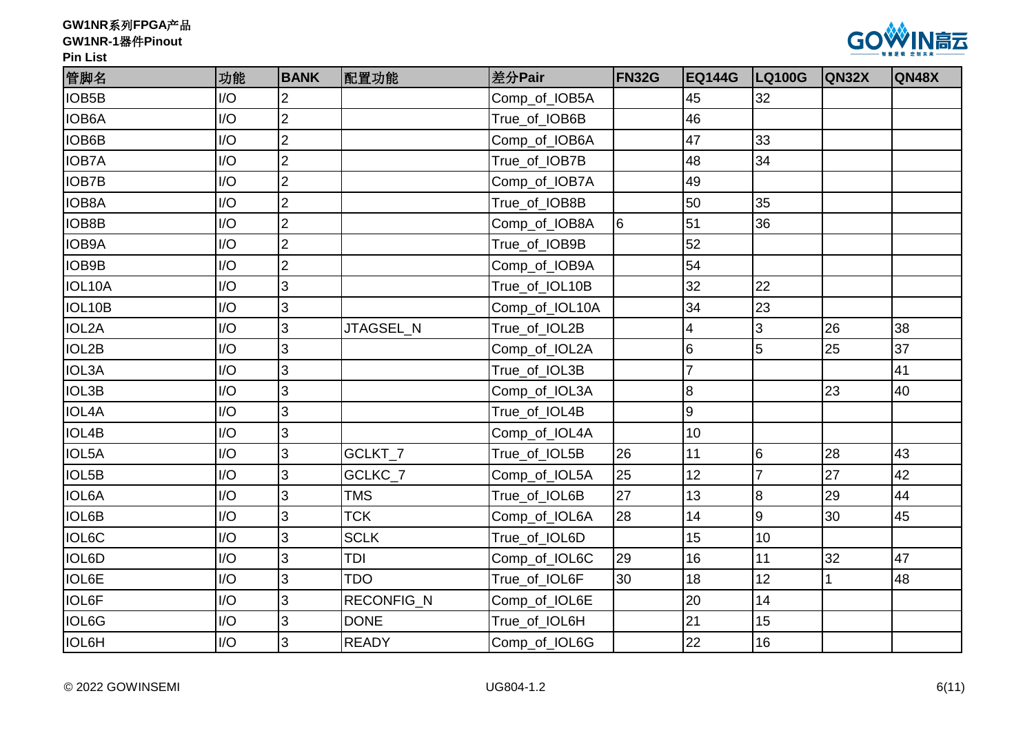| 管脚名 | 功能 | BANK | 配置功能 | 差分Pair | FN32G | EQ144G | LQ100G | QN32X | QN48X |
|---|---|---|---|---|---|---|---|---|---|
| IOB5B | I/O | 2 | | Comp_of_IOB5A | | 45 | 32 | | |
| IOB6A | I/O | 2 | | True_of_IOB6B | | 46 | | | |
| IOB6B | I/O | 2 | | Comp_of_IOB6A | | 47 | 33 | | |
| IOB7A | I/O | 2 | | True_of_IOB7B | | 48 | 34 | | |
| IOB7B | I/O | 2 | | Comp_of_IOB7A | | 49 | | | |
| IOB8A | I/O | 2 | | True_of_IOB8B | | 50 | 35 | | |
| IOB8B | I/O | 2 | | Comp_of_IOB8A | 6 | 51 | 36 | | |
| IOB9A | I/O | 2 | | True_of_IOB9B | | 52 | | | |
| IOB9B | I/O | 2 | | Comp_of_IOB9A | | 54 | | | |
| IOL10A | I/O | 3 | | True_of_IOL10B | | 32 | 22 | | |
| IOL10B | I/O | 3 | | Comp_of_IOL10A | | 34 | 23 | | |
| IOL2A | I/O | 3 | JTAGSEL_N | True_of_IOL2B | | 4 | 3 | 26 | 38 |
| IOL2B | I/O | 3 | | Comp_of_IOL2A | | 6 | 5 | 25 | 37 |
| IOL3A | I/O | 3 | | True_of_IOL3B | | 7 | | | 41 |
| IOL3B | I/O | 3 | | Comp_of_IOL3A | | 8 | | 23 | 40 |
| IOL4A | I/O | 3 | | True_of_IOL4B | | 9 | | | |
| IOL4B | I/O | 3 | | Comp_of_IOL4A | | 10 | | | |
| IOL5A | I/O | 3 | GCLKT_7 | True_of_IOL5B | 26 | 11 | 6 | 28 | 43 |
| IOL5B | I/O | 3 | GCLKC_7 | Comp_of_IOL5A | 25 | 12 | 7 | 27 | 42 |
| IOL6A | I/O | 3 | TMS | True_of_IOL6B | 27 | 13 | 8 | 29 | 44 |
| IOL6B | I/O | 3 | TCK | Comp_of_IOL6A | 28 | 14 | 9 | 30 | 45 |
| IOL6C | I/O | 3 | SCLK | True_of_IOL6D | | 15 | 10 | | |
| IOL6D | I/O | 3 | TDI | Comp_of_IOL6C | 29 | 16 | 11 | 32 | 47 |
| IOL6E | I/O | 3 | TDO | True_of_IOL6F | 30 | 18 | 12 | 1 | 48 |
| IOL6F | I/O | 3 | RECONFIG_N | Comp_of_IOL6E | | 20 | 14 | | |
| IOL6G | I/O | 3 | DONE | True_of_IOL6H | | 21 | 15 | | |
| IOL6H | I/O | 3 | READY | Comp_of_IOL6G | | 22 | 16 | | |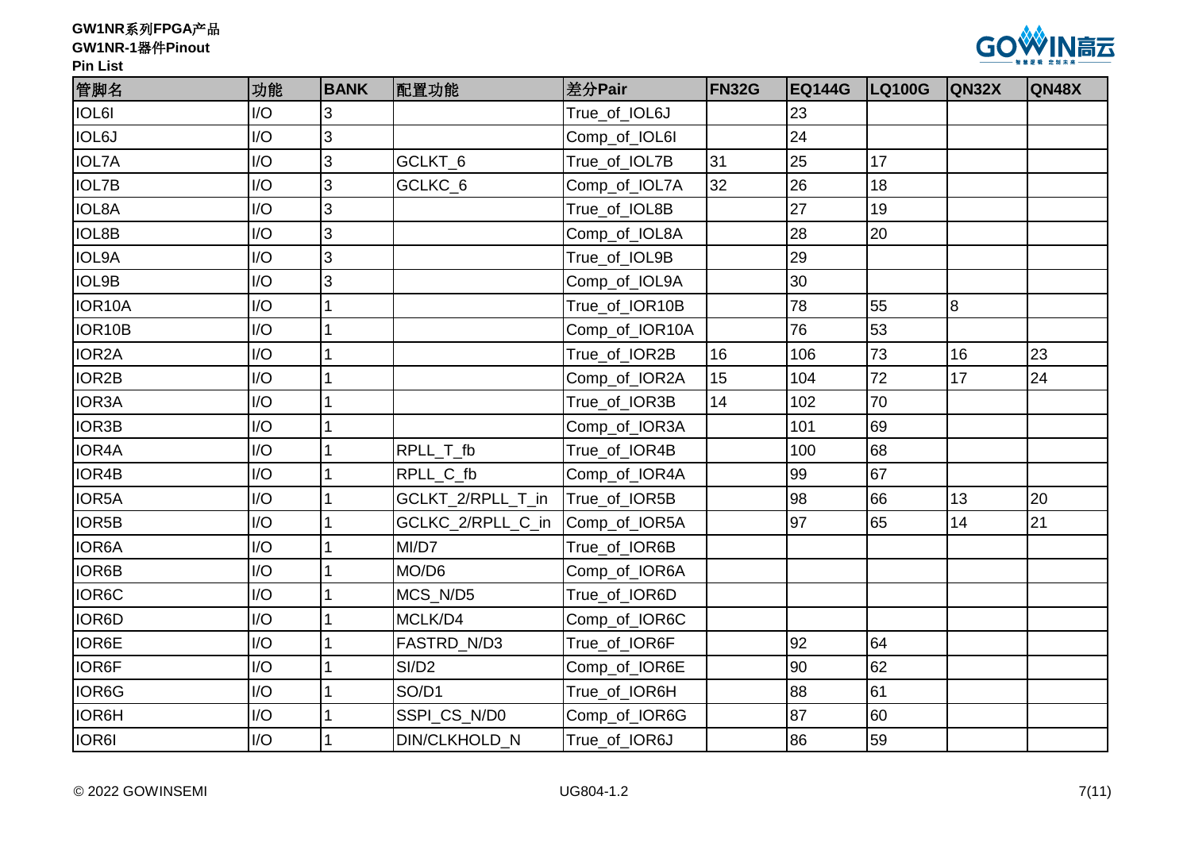| 管脚名 | 功能 | BANK | 配置功能 | 差分Pair | FN32G | EQ144G | LQ100G | QN32X | QN48X |
|---|---|---|---|---|---|---|---|---|---|
| IOL6I | I/O | 3 | | True_of_IOL6J | | 23 | | | |
| IOL6J | I/O | 3 | | Comp_of_IOL6I | | 24 | | | |
| IOL7A | I/O | 3 | GCLKT_6 | True_of_IOL7B | 31 | 25 | 17 | | |
| IOL7B | I/O | 3 | GCLKC_6 | Comp_of_IOL7A | 32 | 26 | 18 | | |
| IOL8A | I/O | 3 | | True_of_IOL8B | | 27 | 19 | | |
| IOL8B | I/O | 3 | | Comp_of_IOL8A | | 28 | 20 | | |
| IOL9A | I/O | 3 | | True_of_IOL9B | | 29 | | | |
| IOL9B | I/O | 3 | | Comp_of_IOL9A | | 30 | | | |
| IOR10A | I/O | 1 | | True_of_IOR10B | | 78 | 55 | 8 | |
| IOR10B | I/O | 1 | | Comp_of_IOR10A | | 76 | 53 | | |
| IOR2A | I/O | 1 | | True_of_IOR2B | 16 | 106 | 73 | 16 | 23 |
| IOR2B | I/O | 1 | | Comp_of_IOR2A | 15 | 104 | 72 | 17 | 24 |
| IOR3A | I/O | 1 | | True_of_IOR3B | 14 | 102 | 70 | | |
| IOR3B | I/O | 1 | | Comp_of_IOR3A | | 101 | 69 | | |
| IOR4A | I/O | 1 | RPLL_T_fb | True_of_IOR4B | | 100 | 68 | | |
| IOR4B | I/O | 1 | RPLL_C_fb | Comp_of_IOR4A | | 99 | 67 | | |
| IOR5A | I/O | 1 | GCLKT_2/RPLL_T_in | True_of_IOR5B | | 98 | 66 | 13 | 20 |
| IOR5B | I/O | 1 | GCLKC_2/RPLL_C_in | Comp_of_IOR5A | | 97 | 65 | 14 | 21 |
| IOR6A | I/O | 1 | MI/D7 | True_of_IOR6B | | | | | |
| IOR6B | I/O | 1 | MO/D6 | Comp_of_IOR6A | | | | | |
| IOR6C | I/O | 1 | MCS_N/D5 | True_of_IOR6D | | | | | |
| IOR6D | I/O | 1 | MCLK/D4 | Comp_of_IOR6C | | | | | |
| IOR6E | I/O | 1 | FASTRD_N/D3 | True_of_IOR6F | | 92 | 64 | | |
| IOR6F | I/O | 1 | SI/D2 | Comp_of_IOR6E | | 90 | 62 | | |
| IOR6G | I/O | 1 | SO/D1 | True_of_IOR6H | | 88 | 61 | | |
| IOR6H | I/O | 1 | SSPI_CS_N/D0 | Comp_of_IOR6G | | 87 | 60 | | |
| IOR6I | I/O | 1 | DIN/CLKHOLD_N | True_of_IOR6J | | 86 | 59 | | |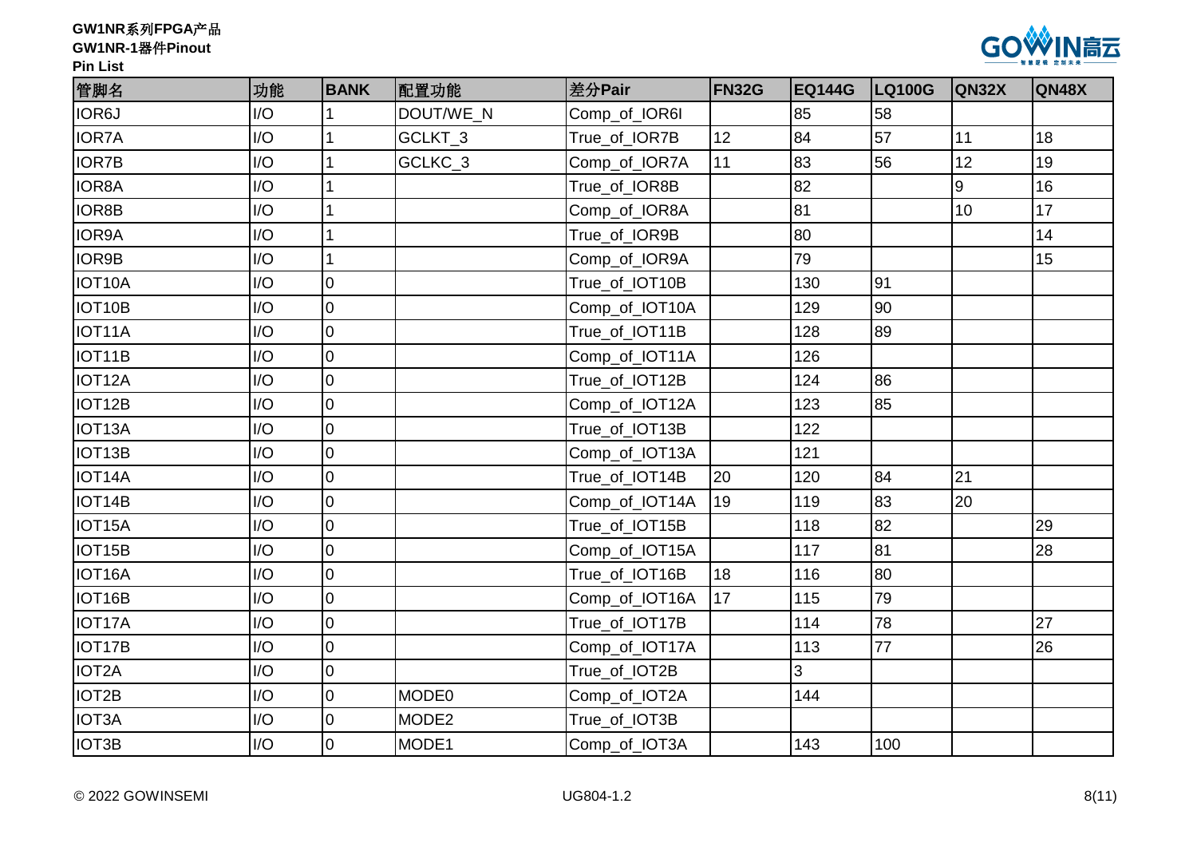| 管脚名 | 功能 | BANK | 配置功能 | 差分Pair | FN32G | EQ144G | LQ100G | QN32X | QN48X |
| --- | --- | --- | --- | --- | --- | --- | --- | --- | --- |
| IOR6J | I/O | 1 | DOUT/WE_N | Comp_of_IOR6I | | 85 | 58 | | |
| IOR7A | I/O | 1 | GCLKT_3 | True_of_IOR7B | 12 | 84 | 57 | 11 | 18 |
| IOR7B | I/O | 1 | GCLKC_3 | Comp_of_IOR7A | 11 | 83 | 56 | 12 | 19 |
| IOR8A | I/O | 1 | | True_of_IOR8B | | 82 | | 9 | 16 |
| IOR8B | I/O | 1 | | Comp_of_IOR8A | | 81 | | 10 | 17 |
| IOR9A | I/O | 1 | | True_of_IOR9B | | 80 | | | 14 |
| IOR9B | I/O | 1 | | Comp_of_IOR9A | | 79 | | | 15 |
| IOT10A | I/O | 0 | | True_of_IOT10B | | 130 | 91 | | |
| IOT10B | I/O | 0 | | Comp_of_IOT10A | | 129 | 90 | | |
| IOT11A | I/O | 0 | | True_of_IOT11B | | 128 | 89 | | |
| IOT11B | I/O | 0 | | Comp_of_IOT11A | | 126 | | | |
| IOT12A | I/O | 0 | | True_of_IOT12B | | 124 | 86 | | |
| IOT12B | I/O | 0 | | Comp_of_IOT12A | | 123 | 85 | | |
| IOT13A | I/O | 0 | | True_of_IOT13B | | 122 | | | |
| IOT13B | I/O | 0 | | Comp_of_IOT13A | | 121 | | | |
| IOT14A | I/O | 0 | | True_of_IOT14B | 20 | 120 | 84 | 21 | |
| IOT14B | I/O | 0 | | Comp_of_IOT14A | 19 | 119 | 83 | 20 | |
| IOT15A | I/O | 0 | | True_of_IOT15B | | 118 | 82 | | 29 |
| IOT15B | I/O | 0 | | Comp_of_IOT15A | | 117 | 81 | | 28 |
| IOT16A | I/O | 0 | | True_of_IOT16B | 18 | 116 | 80 | | |
| IOT16B | I/O | 0 | | Comp_of_IOT16A | 17 | 115 | 79 | | |
| IOT17A | I/O | 0 | | True_of_IOT17B | | 114 | 78 | | 27 |
| IOT17B | I/O | 0 | | Comp_of_IOT17A | | 113 | 77 | | 26 |
| IOT2A | I/O | 0 | | True_of_IOT2B | | 3 | | | |
| IOT2B | I/O | 0 | MODE0 | Comp_of_IOT2A | | 144 | | | |
| IOT3A | I/O | 0 | MODE2 | True_of_IOT3B | | | | | |
| IOT3B | I/O | 0 | MODE1 | Comp_of_IOT3A | | 143 | 100 | | |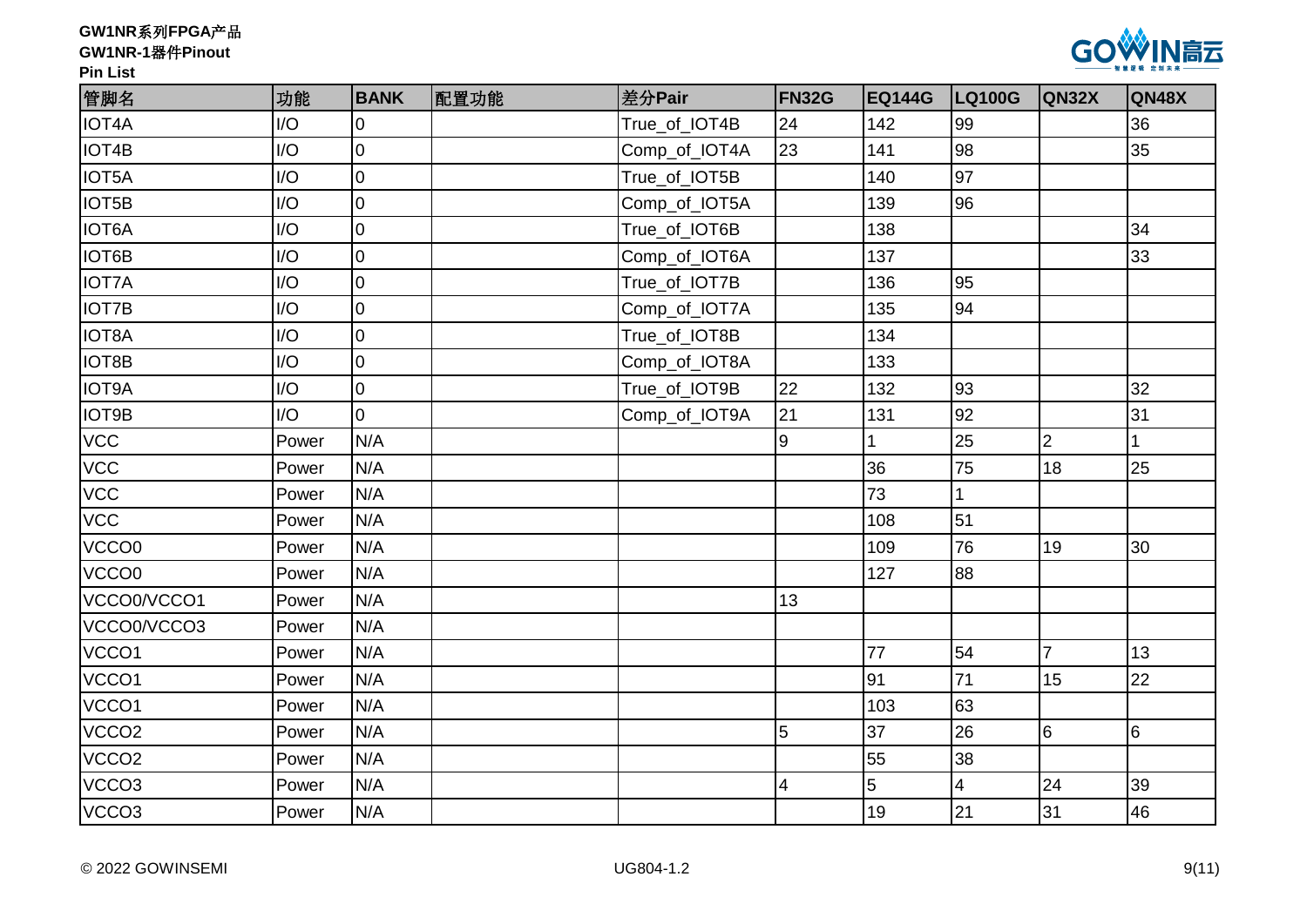| 管脚名 | 功能 | BANK | 配置功能 | 差分Pair | FN32G | EQ144G | LQ100G | QN32X | QN48X |
|---|---|---|---|---|---|---|---|---|---|
| IOT4A | I/O | 0 | | True_of_IOT4B | 24 | 142 | 99 | | 36 |
| IOT4B | I/O | 0 | | Comp_of_IOT4A | 23 | 141 | 98 | | 35 |
| IOT5A | I/O | 0 | | True_of_IOT5B | | 140 | 97 | | |
| IOT5B | I/O | 0 | | Comp_of_IOT5A | | 139 | 96 | | |
| IOT6A | I/O | 0 | | True_of_IOT6B | | 138 | | | 34 |
| IOT6B | I/O | 0 | | Comp_of_IOT6A | | 137 | | | 33 |
| IOT7A | I/O | 0 | | True_of_IOT7B | | 136 | 95 | | |
| IOT7B | I/O | 0 | | Comp_of_IOT7A | | 135 | 94 | | |
| IOT8A | I/O | 0 | | True_of_IOT8B | | 134 | | | |
| IOT8B | I/O | 0 | | Comp_of_IOT8A | | 133 | | | |
| IOT9A | I/O | 0 | | True_of_IOT9B | 22 | 132 | 93 | | 32 |
| IOT9B | I/O | 0 | | Comp_of_IOT9A | 21 | 131 | 92 | | 31 |
| VCC | Power | N/A | | | 9 | 1 | 25 | 2 | 1 |
| VCC | Power | N/A | | | | 36 | 75 | 18 | 25 |
| VCC | Power | N/A | | | | 73 | 1 | | |
| VCC | Power | N/A | | | | 108 | 51 | | |
| VCCO0 | Power | N/A | | | | 109 | 76 | 19 | 30 |
| VCCO0 | Power | N/A | | | | 127 | 88 | | |
| VCCO0/VCCO1 | Power | N/A | | | 13 | | | | |
| VCCO0/VCCO3 | Power | N/A | | | | | | | |
| VCCO1 | Power | N/A | | | | 77 | 54 | 7 | 13 |
| VCCO1 | Power | N/A | | | | 91 | 71 | 15 | 22 |
| VCCO1 | Power | N/A | | | | 103 | 63 | | |
| VCCO2 | Power | N/A | | | 5 | 37 | 26 | 6 | 6 |
| VCCO2 | Power | N/A | | | | 55 | 38 | | |
| VCCO3 | Power | N/A | | | 4 | 5 | 4 | 24 | 39 |
| VCCO3 | Power | N/A | | | | 19 | 21 | 31 | 46 |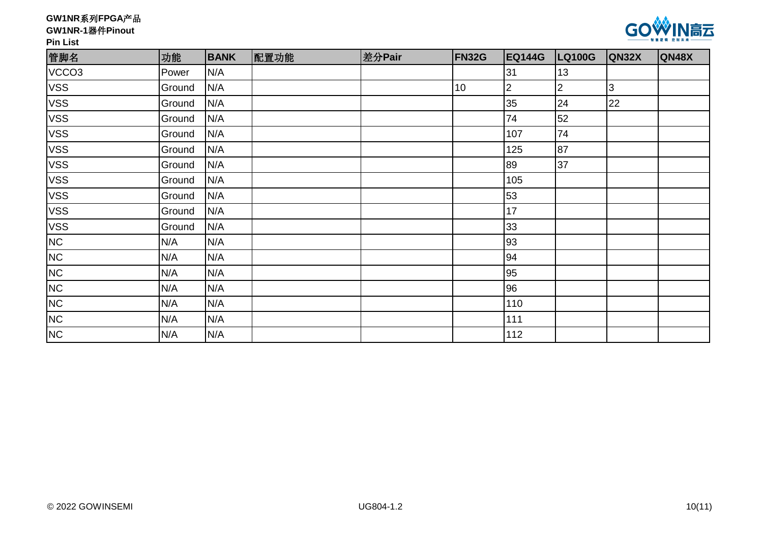| 管脚名 | 功能 | BANK | 配置功能 | 差分Pair | FN32G | EQ144G | LQ100G | QN32X | QN48X |
|---|---|---|---|---|---|---|---|---|---|
| VCCO3 | Power | N/A | | | | 31 | 13 | | |
| VSS | Ground | N/A | | | 10 | 2 | 2 | 3 | |
| VSS | Ground | N/A | | | | 35 | 24 | 22 | |
| VSS | Ground | N/A | | | | 74 | 52 | | |
| VSS | Ground | N/A | | | | 107 | 74 | | |
| VSS | Ground | N/A | | | | 125 | 87 | | |
| VSS | Ground | N/A | | | | 89 | 37 | | |
| VSS | Ground | N/A | | | | 105 | | | |
| VSS | Ground | N/A | | | | 53 | | | |
| VSS | Ground | N/A | | | | 17 | | | |
| VSS | Ground | N/A | | | | 33 | | | |
| NC | N/A | N/A | | | | 93 | | | |
| NC | N/A | N/A | | | | 94 | | | |
| NC | N/A | N/A | | | | 95 | | | |
| NC | N/A | N/A | | | | 96 | | | |
| NC | N/A | N/A | | | | 110 | | | |
| NC | N/A | N/A | | | | 111 | | | |
| NC | N/A | N/A | | | | 112 | | | |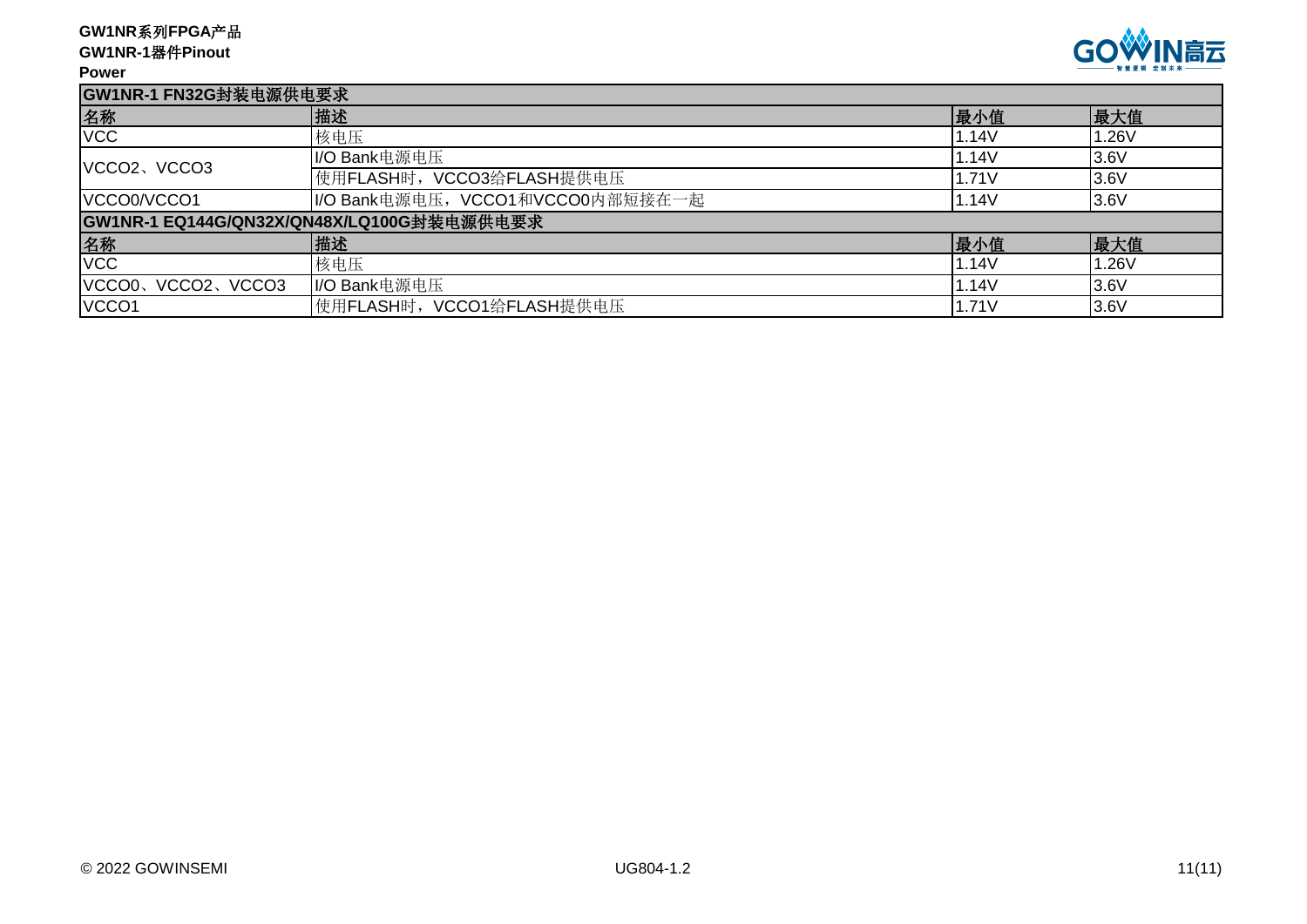GW1NR系列FPGA产品

GW1NR-1器件Pinout

Power

| GW1NR-1 FN32G封装电源供电要求 | | | |
|---|---|---|---|
| 名称 | 描述 | 最小值 | 最大值 |
| VCC | 核电压 | 1.14V | 1.26V |
| VCCO2、VCCO3 | I/O Bank电源电压 | 1.14V | 3.6V |
| | 使用FLASH时，VCCO3给FLASH提供电压 | 1.71V | 3.6V |
| VCCO0/VCCO1 | I/O Bank电源电压，VCCO1和VCCO0内部短接在一起 | 1.14V | 3.6V |

| GW1NR-1 EQ144G/QN32X/QN48X/LQ100G封装电源供电要求 | | | |
|---|---|---|---|
| 名称 | 描述 | 最小值 | 最大值 |
| VCC | 核电压 | 1.14V | 1.26V |
| VCCO0、VCCO2、VCCO3 | I/O Bank电源电压 | 1.14V | 3.6V |
| VCCO1 | 使用FLASH时，VCCO1给FLASH提供电压 | 1.71V | 3.6V |